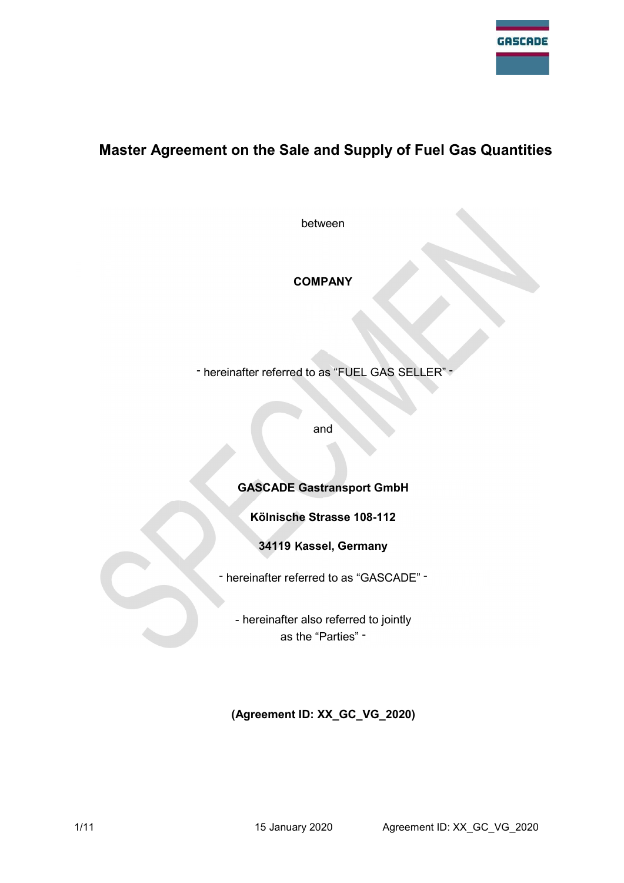# Master Agreement on the Sale and Supply of Fuel Gas Quantities

between

**COMPANY**

- hereinafter referred to as "FUEL GAS SELLER" -

and

**GASCADE Gastransport GmbH**

**Kölnische Strasse 108-112**

**34119 Kassel, Germany**

- hereinafter referred to as "GASCADE" -

- hereinafter also referred to jointly as the "Parties" -

**(Agreement ID: XX_GC_VG_2020)**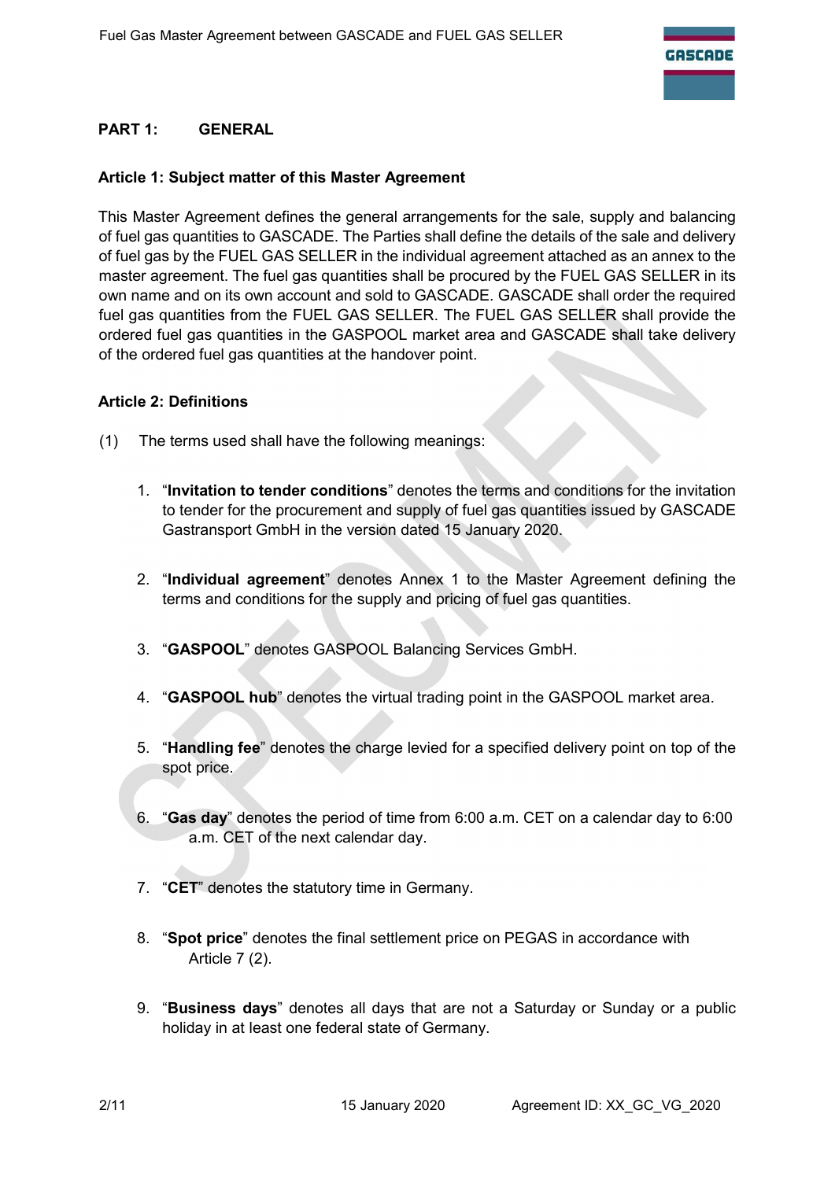## PART 1: GENERAL

### Article 1: Subject matter of this Master Agreement

This Master Agreement defines the general arrangements for the sale, supply and balancing of fuel gas quantities to GASCADE. The Parties shall define the details of the sale and delivery of fuel gas by the FUEL GAS SELLER in the individual agreement attached as an annex to the master agreement. The fuel gas quantities shall be procured by the FUEL GAS SELLER in its own name and on its own account and sold to GASCADE. GASCADE shall order the required fuel gas quantities from the FUEL GAS SELLER. The FUEL GAS SELLER shall provide the ordered fuel gas quantities in the GASPOOL market area and GASCADE shall take delivery of the ordered fuel gas quantities at the handover point.

### Article 2: Definitions

(1) The terms used shall have the following meanings:

1. "**Invitation to tender conditions**" denotes the terms and conditions for the invitation to tender for the procurement and supply of fuel gas quantities issued by GASCADE Gastransport GmbH in the version dated 15 January 2020.

2. "**Individual agreement**" denotes Annex 1 to the Master Agreement defining the terms and conditions for the supply and pricing of fuel gas quantities.

3. "**GASPOOL**" denotes GASPOOL Balancing Services GmbH.

4. "**GASPOOL hub**" denotes the virtual trading point in the GASPOOL market area.

5. "**Handling fee**" denotes the charge levied for a specified delivery point on top of the spot price.

6. "**Gas day**" denotes the period of time from 6:00 a.m. CET on a calendar day to 6:00 a.m. CET of the next calendar day.

7. "**CET**" denotes the statutory time in Germany.

8. "**Spot price**" denotes the final settlement price on PEGAS in accordance with Article 7 (2).

9. "**Business days**" denotes all days that are not a Saturday or Sunday or a public holiday in at least one federal state of Germany.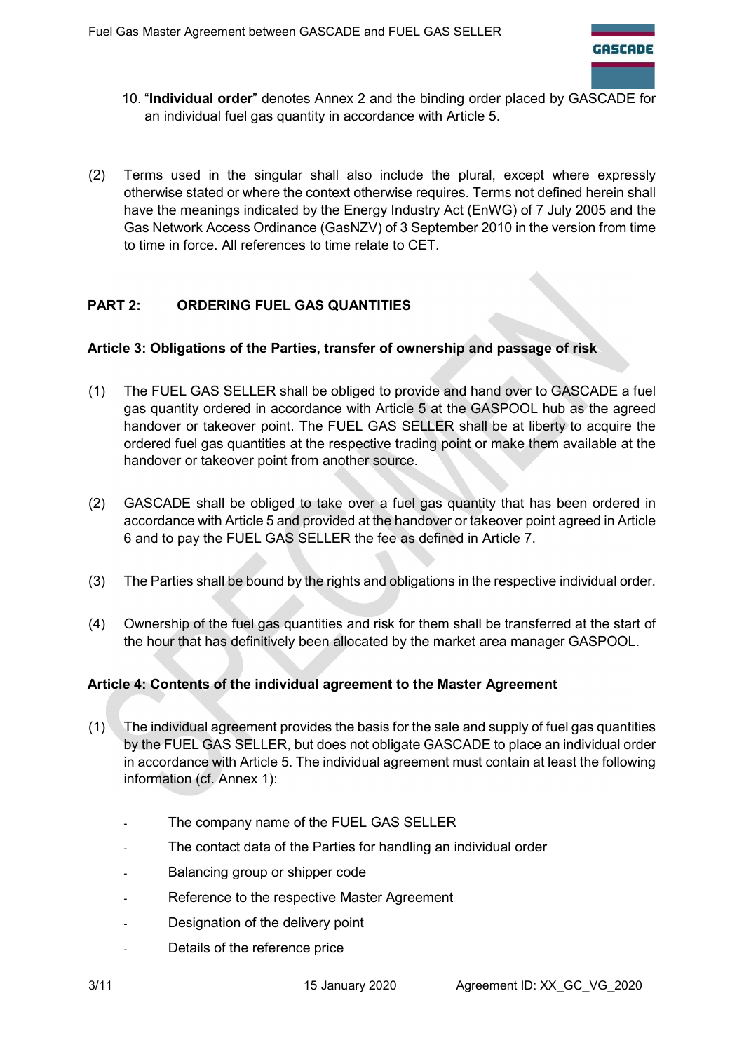10. “**Individual order**” denotes Annex 2 and the binding order placed by GASCADE for an individual fuel gas quantity in accordance with Article 5.

(2) Terms used in the singular shall also include the plural, except where expressly otherwise stated or where the context otherwise requires. Terms not defined herein shall have the meanings indicated by the Energy Industry Act (EnWG) of 7 July 2005 and the Gas Network Access Ordinance (GasNZV) of 3 September 2010 in the version from time to time in force. All references to time relate to CET.

## PART 2: ORDERING FUEL GAS QUANTITIES

### Article 3: Obligations of the Parties, transfer of ownership and passage of risk

(1) The FUEL GAS SELLER shall be obliged to provide and hand over to GASCADE a fuel gas quantity ordered in accordance with Article 5 at the GASPOOL hub as the agreed handover or takeover point. The FUEL GAS SELLER shall be at liberty to acquire the ordered fuel gas quantities at the respective trading point or make them available at the handover or takeover point from another source.

(2) GASCADE shall be obliged to take over a fuel gas quantity that has been ordered in accordance with Article 5 and provided at the handover or takeover point agreed in Article 6 and to pay the FUEL GAS SELLER the fee as defined in Article 7.

(3) The Parties shall be bound by the rights and obligations in the respective individual order.

(4) Ownership of the fuel gas quantities and risk for them shall be transferred at the start of the hour that has definitively been allocated by the market area manager GASPOOL.

### Article 4: Contents of the individual agreement to the Master Agreement

(1) The individual agreement provides the basis for the sale and supply of fuel gas quantities by the FUEL GAS SELLER, but does not obligate GASCADE to place an individual order in accordance with Article 5. The individual agreement must contain at least the following information (cf. Annex 1):

- The company name of the FUEL GAS SELLER
- The contact data of the Parties for handling an individual order
- Balancing group or shipper code
- Reference to the respective Master Agreement
- Designation of the delivery point
- Details of the reference price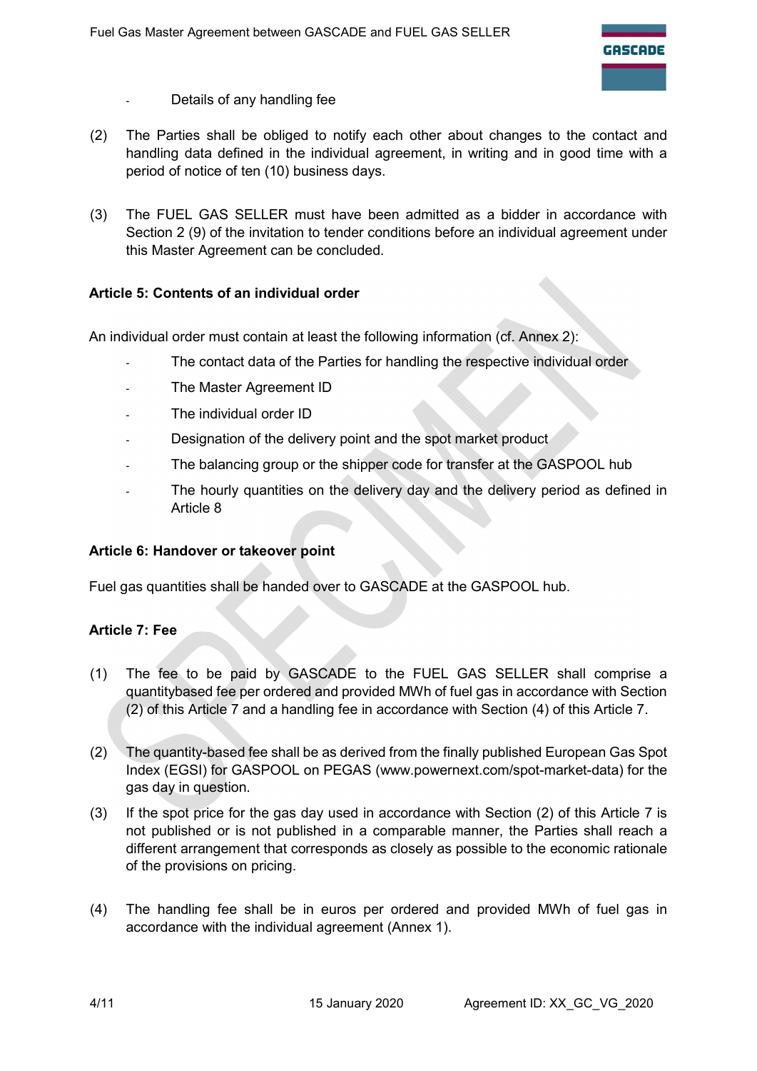- Details of any handling fee

(2) The Parties shall be obliged to notify each other about changes to the contact and handling data defined in the individual agreement, in writing and in good time with a period of notice of ten (10) business days.

(3) The FUEL GAS SELLER must have been admitted as a bidder in accordance with Section 2 (9) of the invitation to tender conditions before an individual agreement under this Master Agreement can be concluded.

**Article 5: Contents of an individual order**

An individual order must contain at least the following information (cf. Annex 2):

- The contact data of the Parties for handling the respective individual order
- The Master Agreement ID
- The individual order ID
- Designation of the delivery point and the spot market product
- The balancing group or the shipper code for transfer at the GASPOOL hub
- The hourly quantities on the delivery day and the delivery period as defined in Article 8

**Article 6: Handover or takeover point**

Fuel gas quantities shall be handed over to GASCADE at the GASPOOL hub.

**Article 7: Fee**

(1) The fee to be paid by GASCADE to the FUEL GAS SELLER shall comprise a quantitybased fee per ordered and provided MWh of fuel gas in accordance with Section (2) of this Article 7 and a handling fee in accordance with Section (4) of this Article 7.

(2) The quantity-based fee shall be as derived from the finally published European Gas Spot Index (EGSI) for GASPOOL on PEGAS (www.powernext.com/spot-market-data) for the gas day in question.

(3) If the spot price for the gas day used in accordance with Section (2) of this Article 7 is not published or is not published in a comparable manner, the Parties shall reach a different arrangement that corresponds as closely as possible to the economic rationale of the provisions on pricing.

(4) The handling fee shall be in euros per ordered and provided MWh of fuel gas in accordance with the individual agreement (Annex 1).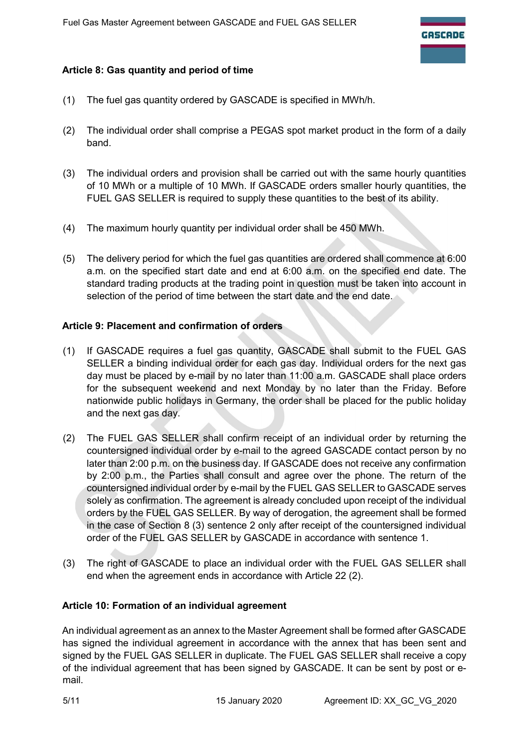### Article 8: Gas quantity and period of time

(1) The fuel gas quantity ordered by GASCADE is specified in MWh/h.

(2) The individual order shall comprise a PEGAS spot market product in the form of a daily band.

(3) The individual orders and provision shall be carried out with the same hourly quantities of 10 MWh or a multiple of 10 MWh. If GASCADE orders smaller hourly quantities, the FUEL GAS SELLER is required to supply these quantities to the best of its ability.

(4) The maximum hourly quantity per individual order shall be 450 MWh.

(5) The delivery period for which the fuel gas quantities are ordered shall commence at 6:00 a.m. on the specified start date and end at 6:00 a.m. on the specified end date. The standard trading products at the trading point in question must be taken into account in selection of the period of time between the start date and the end date.

### Article 9: Placement and confirmation of orders

(1) If GASCADE requires a fuel gas quantity, GASCADE shall submit to the FUEL GAS SELLER a binding individual order for each gas day. Individual orders for the next gas day must be placed by e-mail by no later than 11:00 a.m. GASCADE shall place orders for the subsequent weekend and next Monday by no later than the Friday. Before nationwide public holidays in Germany, the order shall be placed for the public holiday and the next gas day.

(2) The FUEL GAS SELLER shall confirm receipt of an individual order by returning the countersigned individual order by e-mail to the agreed GASCADE contact person by no later than 2:00 p.m. on the business day. If GASCADE does not receive any confirmation by 2:00 p.m., the Parties shall consult and agree over the phone. The return of the countersigned individual order by e-mail by the FUEL GAS SELLER to GASCADE serves solely as confirmation. The agreement is already concluded upon receipt of the individual orders by the FUEL GAS SELLER. By way of derogation, the agreement shall be formed in the case of Section 8 (3) sentence 2 only after receipt of the countersigned individual order of the FUEL GAS SELLER by GASCADE in accordance with sentence 1.

(3) The right of GASCADE to place an individual order with the FUEL GAS SELLER shall end when the agreement ends in accordance with Article 22 (2).

### Article 10: Formation of an individual agreement

An individual agreement as an annex to the Master Agreement shall be formed after GASCADE has signed the individual agreement in accordance with the annex that has been sent and signed by the FUEL GAS SELLER in duplicate. The FUEL GAS SELLER shall receive a copy of the individual agreement that has been signed by GASCADE. It can be sent by post or e-mail.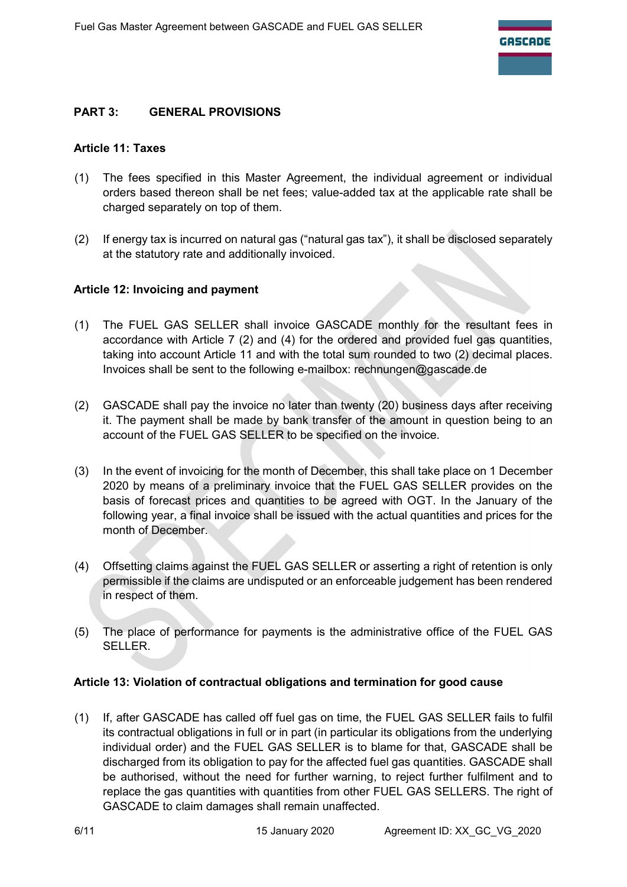## PART 3: GENERAL PROVISIONS

### Article 11: Taxes

(1) The fees specified in this Master Agreement, the individual agreement or individual orders based thereon shall be net fees; value-added tax at the applicable rate shall be charged separately on top of them.

(2) If energy tax is incurred on natural gas ("natural gas tax"), it shall be disclosed separately at the statutory rate and additionally invoiced.

### Article 12: Invoicing and payment

(1) The FUEL GAS SELLER shall invoice GASCADE monthly for the resultant fees in accordance with Article 7 (2) and (4) for the ordered and provided fuel gas quantities, taking into account Article 11 and with the total sum rounded to two (2) decimal places. Invoices shall be sent to the following e-mailbox: rechnungen@gascade.de

(2) GASCADE shall pay the invoice no later than twenty (20) business days after receiving it. The payment shall be made by bank transfer of the amount in question being to an account of the FUEL GAS SELLER to be specified on the invoice.

(3) In the event of invoicing for the month of December, this shall take place on 1 December 2020 by means of a preliminary invoice that the FUEL GAS SELLER provides on the basis of forecast prices and quantities to be agreed with OGT. In the January of the following year, a final invoice shall be issued with the actual quantities and prices for the month of December.

(4) Offsetting claims against the FUEL GAS SELLER or asserting a right of retention is only permissible if the claims are undisputed or an enforceable judgement has been rendered in respect of them.

(5) The place of performance for payments is the administrative office of the FUEL GAS SELLER.

### Article 13: Violation of contractual obligations and termination for good cause

(1) If, after GASCADE has called off fuel gas on time, the FUEL GAS SELLER fails to fulfil its contractual obligations in full or in part (in particular its obligations from the underlying individual order) and the FUEL GAS SELLER is to blame for that, GASCADE shall be discharged from its obligation to pay for the affected fuel gas quantities. GASCADE shall be authorised, without the need for further warning, to reject further fulfilment and to replace the gas quantities with quantities from other FUEL GAS SELLERS. The right of GASCADE to claim damages shall remain unaffected.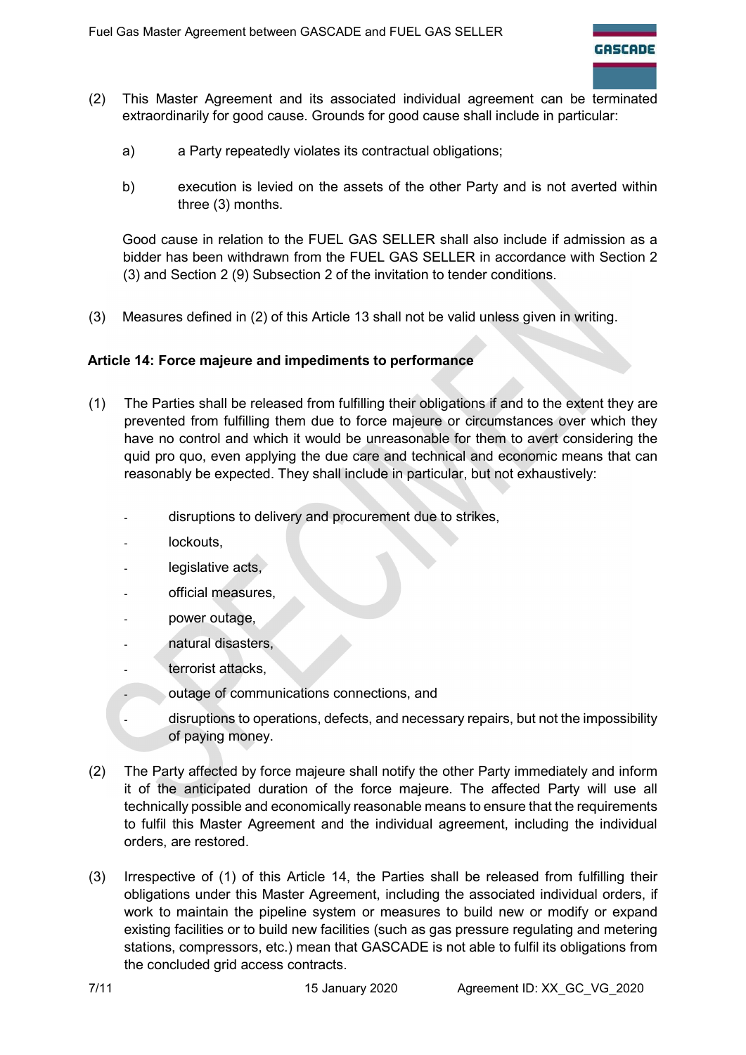(2) This Master Agreement and its associated individual agreement can be terminated extraordinarily for good cause. Grounds for good cause shall include in particular:

  a) a Party repeatedly violates its contractual obligations;

  b) execution is levied on the assets of the other Party and is not averted within three (3) months.

  Good cause in relation to the FUEL GAS SELLER shall also include if admission as a bidder has been withdrawn from the FUEL GAS SELLER in accordance with Section 2 (3) and Section 2 (9) Subsection 2 of the invitation to tender conditions.

(3) Measures defined in (2) of this Article 13 shall not be valid unless given in writing.

**Article 14: Force majeure and impediments to performance**

(1) The Parties shall be released from fulfilling their obligations if and to the extent they are prevented from fulfilling them due to force majeure or circumstances over which they have no control and which it would be unreasonable for them to avert considering the quid pro quo, even applying the due care and technical and economic means that can reasonably be expected. They shall include in particular, but not exhaustively:

  - disruptions to delivery and procurement due to strikes,
  - lockouts,
  - legislative acts,
  - official measures,
  - power outage,
  - natural disasters,
  - terrorist attacks,
  - outage of communications connections, and
  - disruptions to operations, defects, and necessary repairs, but not the impossibility of paying money.

(2) The Party affected by force majeure shall notify the other Party immediately and inform it of the anticipated duration of the force majeure. The affected Party will use all technically possible and economically reasonable means to ensure that the requirements to fulfil this Master Agreement and the individual agreement, including the individual orders, are restored.

(3) Irrespective of (1) of this Article 14, the Parties shall be released from fulfilling their obligations under this Master Agreement, including the associated individual orders, if work to maintain the pipeline system or measures to build new or modify or expand existing facilities or to build new facilities (such as gas pressure regulating and metering stations, compressors, etc.) mean that GASCADE is not able to fulfil its obligations from the concluded grid access contracts.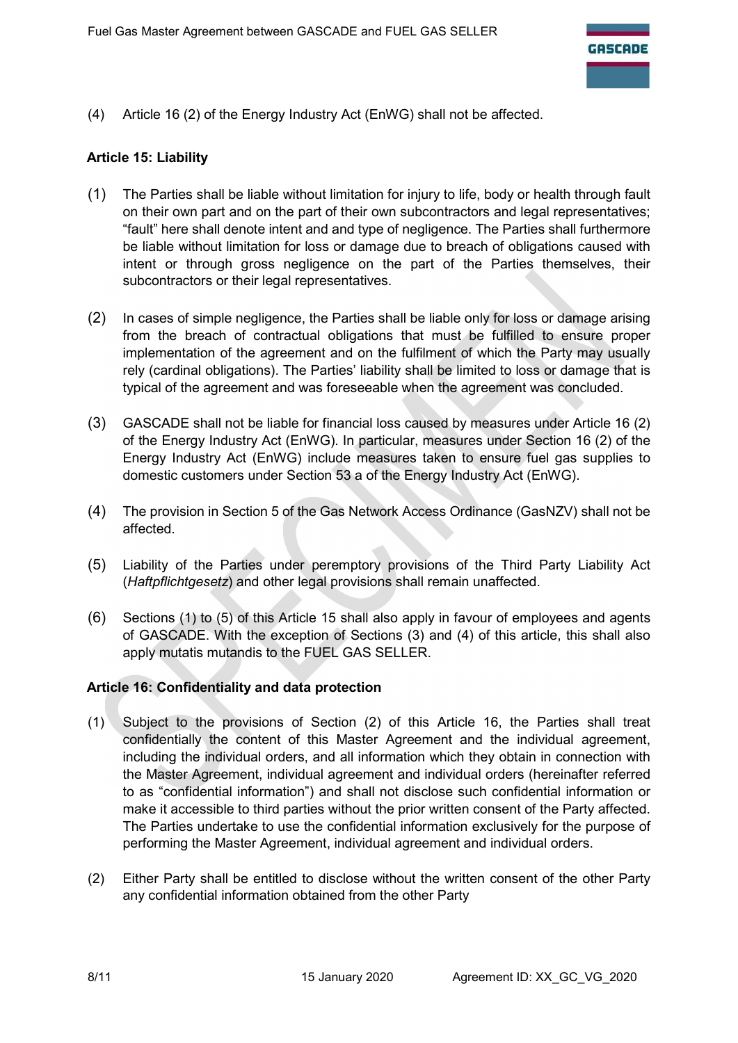(4) Article 16 (2) of the Energy Industry Act (EnWG) shall not be affected.

**Article 15: Liability**

(1) The Parties shall be liable without limitation for injury to life, body or health through fault on their own part and on the part of their own subcontractors and legal representatives; "fault" here shall denote intent and and type of negligence. The Parties shall furthermore be liable without limitation for loss or damage due to breach of obligations caused with intent or through gross negligence on the part of the Parties themselves, their subcontractors or their legal representatives.

(2) In cases of simple negligence, the Parties shall be liable only for loss or damage arising from the breach of contractual obligations that must be fulfilled to ensure proper implementation of the agreement and on the fulfilment of which the Party may usually rely (cardinal obligations). The Parties' liability shall be limited to loss or damage that is typical of the agreement and was foreseeable when the agreement was concluded.

(3) GASCADE shall not be liable for financial loss caused by measures under Article 16 (2) of the Energy Industry Act (EnWG). In particular, measures under Section 16 (2) of the Energy Industry Act (EnWG) include measures taken to ensure fuel gas supplies to domestic customers under Section 53 a of the Energy Industry Act (EnWG).

(4) The provision in Section 5 of the Gas Network Access Ordinance (GasNZV) shall not be affected.

(5) Liability of the Parties under peremptory provisions of the Third Party Liability Act (*Haftpflichtgesetz*) and other legal provisions shall remain unaffected.

(6) Sections (1) to (5) of this Article 15 shall also apply in favour of employees and agents of GASCADE. With the exception of Sections (3) and (4) of this article, this shall also apply mutatis mutandis to the FUEL GAS SELLER.

**Article 16: Confidentiality and data protection**

(1) Subject to the provisions of Section (2) of this Article 16, the Parties shall treat confidentially the content of this Master Agreement and the individual agreement, including the individual orders, and all information which they obtain in connection with the Master Agreement, individual agreement and individual orders (hereinafter referred to as "confidential information") and shall not disclose such confidential information or make it accessible to third parties without the prior written consent of the Party affected. The Parties undertake to use the confidential information exclusively for the purpose of performing the Master Agreement, individual agreement and individual orders.

(2) Either Party shall be entitled to disclose without the written consent of the other Party any confidential information obtained from the other Party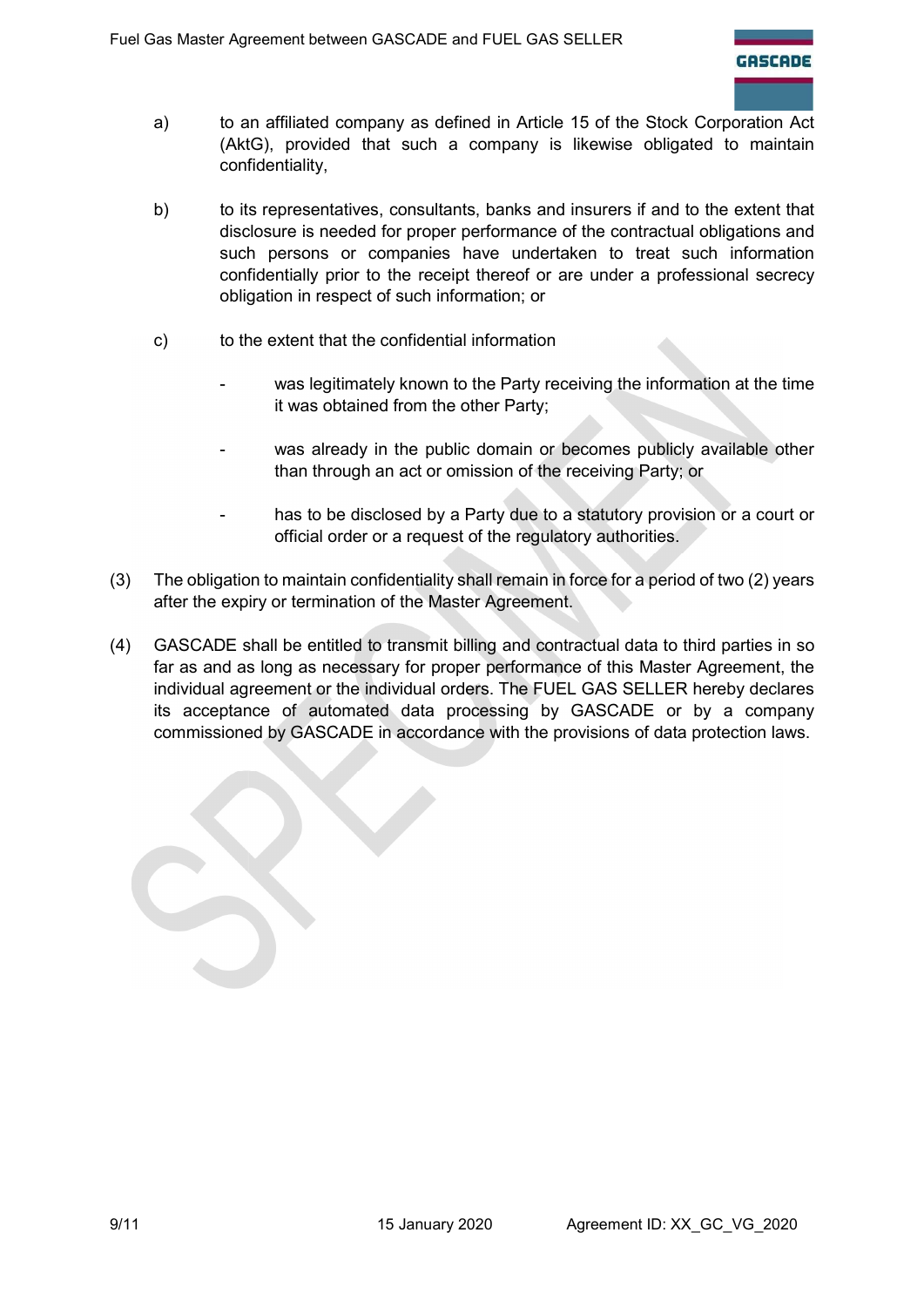a) to an affiliated company as defined in Article 15 of the Stock Corporation Act (AktG), provided that such a company is likewise obligated to maintain confidentiality,

b) to its representatives, consultants, banks and insurers if and to the extent that disclosure is needed for proper performance of the contractual obligations and such persons or companies have undertaken to treat such information confidentially prior to the receipt thereof or are under a professional secrecy obligation in respect of such information; or

c) to the extent that the confidential information

- was legitimately known to the Party receiving the information at the time it was obtained from the other Party;
- was already in the public domain or becomes publicly available other than through an act or omission of the receiving Party; or
- has to be disclosed by a Party due to a statutory provision or a court or official order or a request of the regulatory authorities.

(3) The obligation to maintain confidentiality shall remain in force for a period of two (2) years after the expiry or termination of the Master Agreement.

(4) GASCADE shall be entitled to transmit billing and contractual data to third parties in so far as and as long as necessary for proper performance of this Master Agreement, the individual agreement or the individual orders. The FUEL GAS SELLER hereby declares its acceptance of automated data processing by GASCADE or by a company commissioned by GASCADE in accordance with the provisions of data protection laws.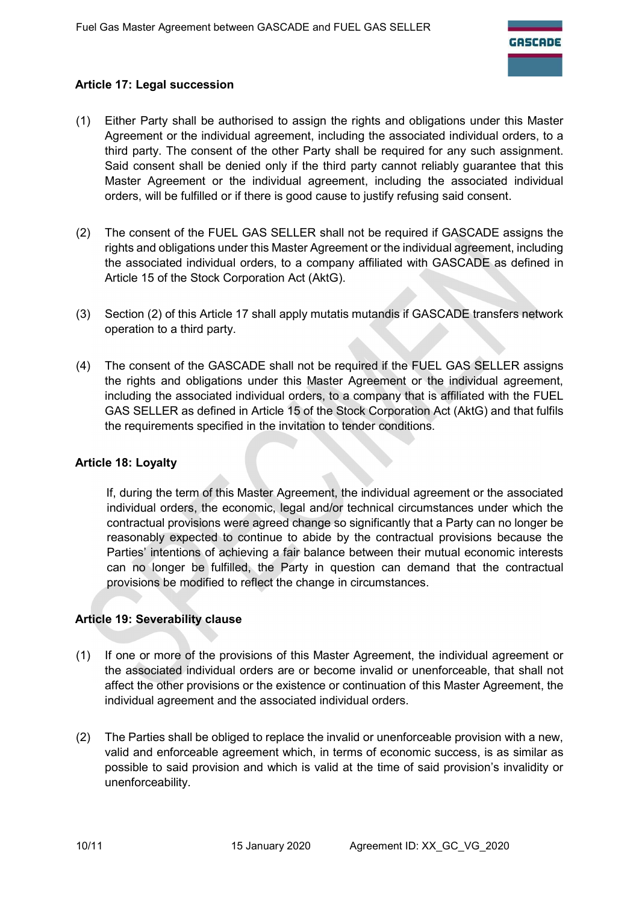### Article 17: Legal succession

(1) Either Party shall be authorised to assign the rights and obligations under this Master Agreement or the individual agreement, including the associated individual orders, to a third party. The consent of the other Party shall be required for any such assignment. Said consent shall be denied only if the third party cannot reliably guarantee that this Master Agreement or the individual agreement, including the associated individual orders, will be fulfilled or if there is good cause to justify refusing said consent.

(2) The consent of the FUEL GAS SELLER shall not be required if GASCADE assigns the rights and obligations under this Master Agreement or the individual agreement, including the associated individual orders, to a company affiliated with GASCADE as defined in Article 15 of the Stock Corporation Act (AktG).

(3) Section (2) of this Article 17 shall apply mutatis mutandis if GASCADE transfers network operation to a third party.

(4) The consent of the GASCADE shall not be required if the FUEL GAS SELLER assigns the rights and obligations under this Master Agreement or the individual agreement, including the associated individual orders, to a company that is affiliated with the FUEL GAS SELLER as defined in Article 15 of the Stock Corporation Act (AktG) and that fulfils the requirements specified in the invitation to tender conditions.

### Article 18: Loyalty

If, during the term of this Master Agreement, the individual agreement or the associated individual orders, the economic, legal and/or technical circumstances under which the contractual provisions were agreed change so significantly that a Party can no longer be reasonably expected to continue to abide by the contractual provisions because the Parties' intentions of achieving a fair balance between their mutual economic interests can no longer be fulfilled, the Party in question can demand that the contractual provisions be modified to reflect the change in circumstances.

### Article 19: Severability clause

(1) If one or more of the provisions of this Master Agreement, the individual agreement or the associated individual orders are or become invalid or unenforceable, that shall not affect the other provisions or the existence or continuation of this Master Agreement, the individual agreement and the associated individual orders.

(2) The Parties shall be obliged to replace the invalid or unenforceable provision with a new, valid and enforceable agreement which, in terms of economic success, is as similar as possible to said provision and which is valid at the time of said provision's invalidity or unenforceability.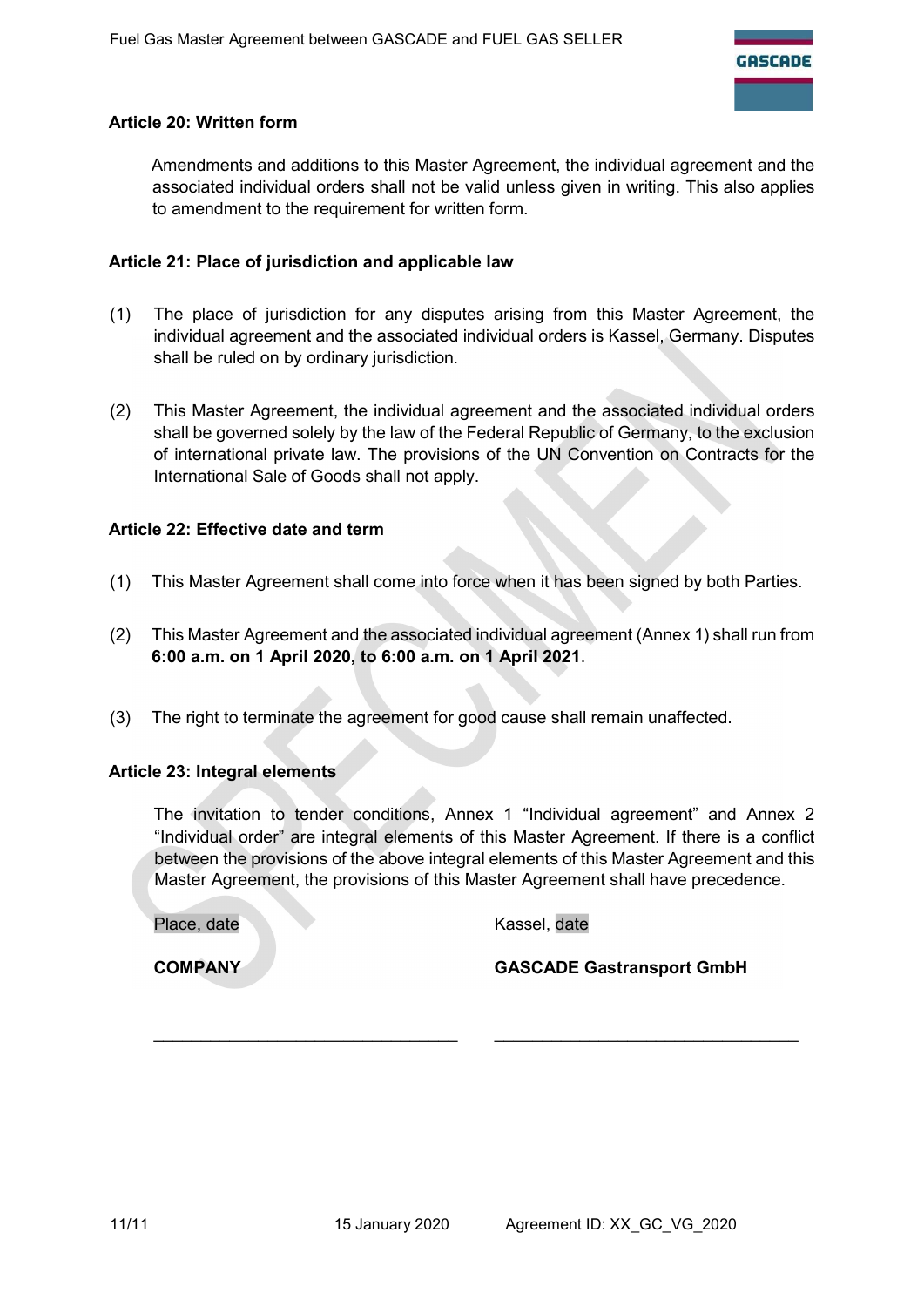**Article 20: Written form**

Amendments and additions to this Master Agreement, the individual agreement and the associated individual orders shall not be valid unless given in writing. This also applies to amendment to the requirement for written form.

**Article 21: Place of jurisdiction and applicable law**

(1) The place of jurisdiction for any disputes arising from this Master Agreement, the individual agreement and the associated individual orders is Kassel, Germany. Disputes shall be ruled on by ordinary jurisdiction.

(2) This Master Agreement, the individual agreement and the associated individual orders shall be governed solely by the law of the Federal Republic of Germany, to the exclusion of international private law. The provisions of the UN Convention on Contracts for the International Sale of Goods shall not apply.

**Article 22: Effective date and term**

(1) This Master Agreement shall come into force when it has been signed by both Parties.

(2) This Master Agreement and the associated individual agreement (Annex 1) shall run from **6:00 a.m. on 1 April 2020, to 6:00 a.m. on 1 April 2021**.

(3) The right to terminate the agreement for good cause shall remain unaffected.

**Article 23: Integral elements**

The invitation to tender conditions, Annex 1 "Individual agreement" and Annex 2 "Individual order" are integral elements of this Master Agreement. If there is a conflict between the provisions of the above integral elements of this Master Agreement and this Master Agreement, the provisions of this Master Agreement shall have precedence.

| | |
|---|---|
| Place, date | Kassel, date |
| **COMPANY** | **GASCADE Gastransport GmbH** |
| \_\_\_\_\_\_\_\_\_\_\_\_\_\_\_\_\_\_\_\_\_\_\_\_\_\_\_\_\_\_\_\_ | \_\_\_\_\_\_\_\_\_\_\_\_\_\_\_\_\_\_\_\_\_\_\_\_\_\_\_\_\_\_\_\_ |